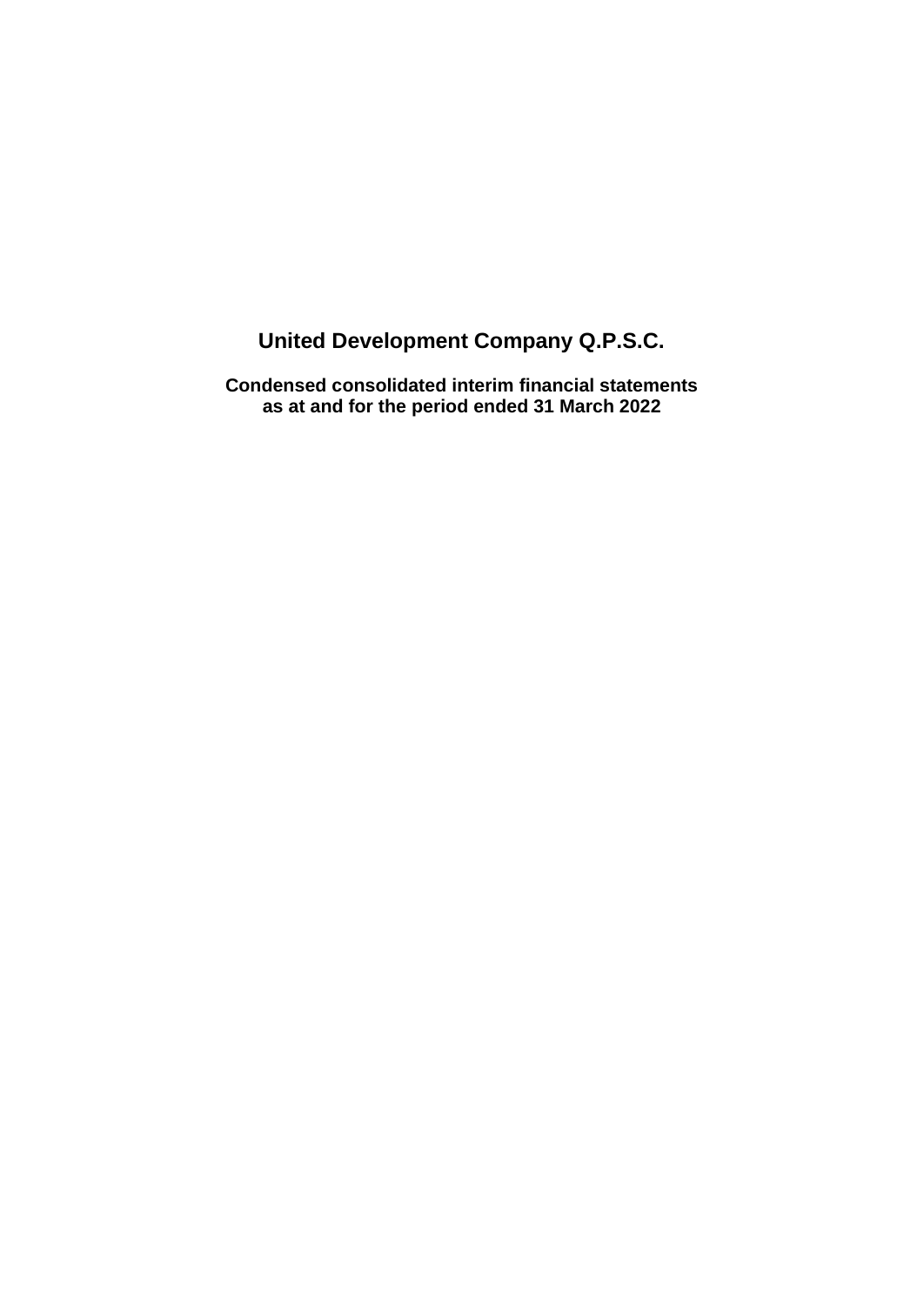# United Development Company Q.P.S.C.

**Condensed consolidated interim financial statements as at and for the period ended 31 March 2022**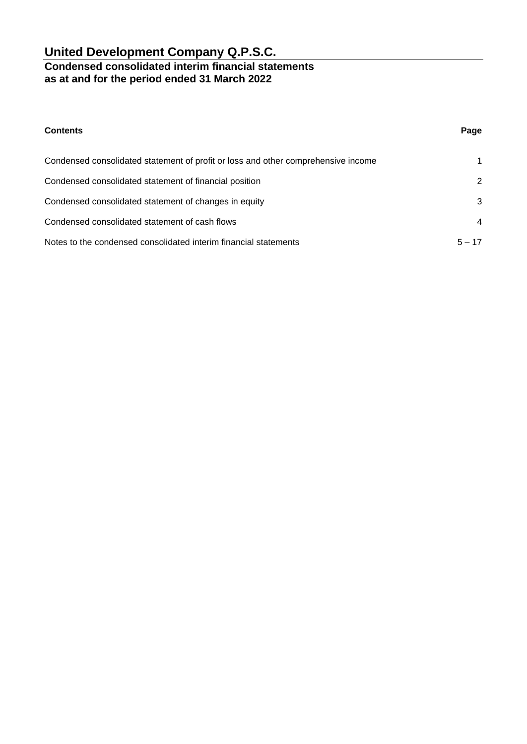# United Development Company Q.P.S.C.

## Condensed consolidated interim financial statements as at and for the period ended 31 March 2022

| Contents | Page |
|---|---|
| Condensed consolidated statement of profit or loss and other comprehensive income | 1 |
| Condensed consolidated statement of financial position | 2 |
| Condensed consolidated statement of changes in equity | 3 |
| Condensed consolidated statement of cash flows | 4 |
| Notes to the condensed consolidated interim financial statements | 5 – 17 |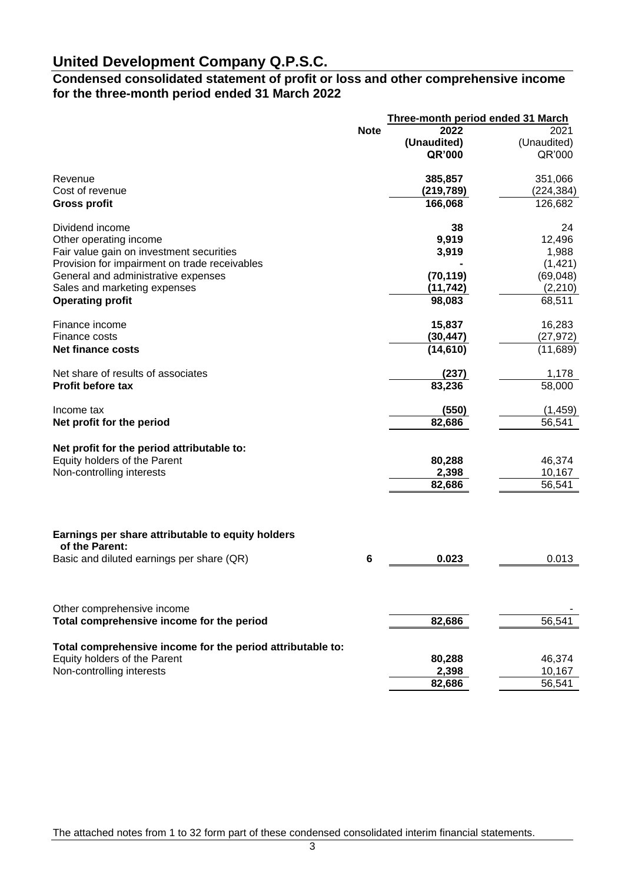# United Development Company Q.P.S.C.

## Condensed consolidated statement of profit or loss and other comprehensive income for the three-month period ended 31 March 2022

| | Note | Three-month period ended 31 March | |
|---|---|---|---|
| | | **2022** | 2021 |
| | | **(Unaudited)** | (Unaudited) |
| | | **QR'000** | QR'000 |
| Revenue | | **385,857** | 351,066 |
| Cost of revenue | | **(219,789)** | (224,384) |
| **Gross profit** | | **166,068** | 126,682 |
| Dividend income | | **38** | 24 |
| Other operating income | | **9,919** | 12,496 |
| Fair value gain on investment securities | | **3,919** | 1,988 |
| Provision for impairment on trade receivables | | **-** | (1,421) |
| General and administrative expenses | | **(70,119)** | (69,048) |
| Sales and marketing expenses | | **(11,742)** | (2,210) |
| **Operating profit** | | **98,083** | 68,511 |
| Finance income | | **15,837** | 16,283 |
| Finance costs | | **(30,447)** | (27,972) |
| **Net finance costs** | | **(14,610)** | (11,689) |
| Net share of results of associates | | **(237)** | 1,178 |
| **Profit before tax** | | **83,236** | 58,000 |
| Income tax | | **(550)** | (1,459) |
| **Net profit for the period** | | **82,686** | 56,541 |
| **Net profit for the period attributable to:** | | | |
| Equity holders of the Parent | | **80,288** | 46,374 |
| Non-controlling interests | | **2,398** | 10,167 |
| | | **82,686** | 56,541 |
| **Earnings per share attributable to equity holders of the Parent:** | | | |
| Basic and diluted earnings per share (QR) | 6 | **0.023** | 0.013 |
| Other comprehensive income | | | - |
| **Total comprehensive income for the period** | | **82,686** | 56,541 |
| **Total comprehensive income for the period attributable to:** | | | |
| Equity holders of the Parent | | **80,288** | 46,374 |
| Non-controlling interests | | **2,398** | 10,167 |
| | | **82,686** | 56,541 |

The attached notes from 1 to 32 form part of these condensed consolidated interim financial statements.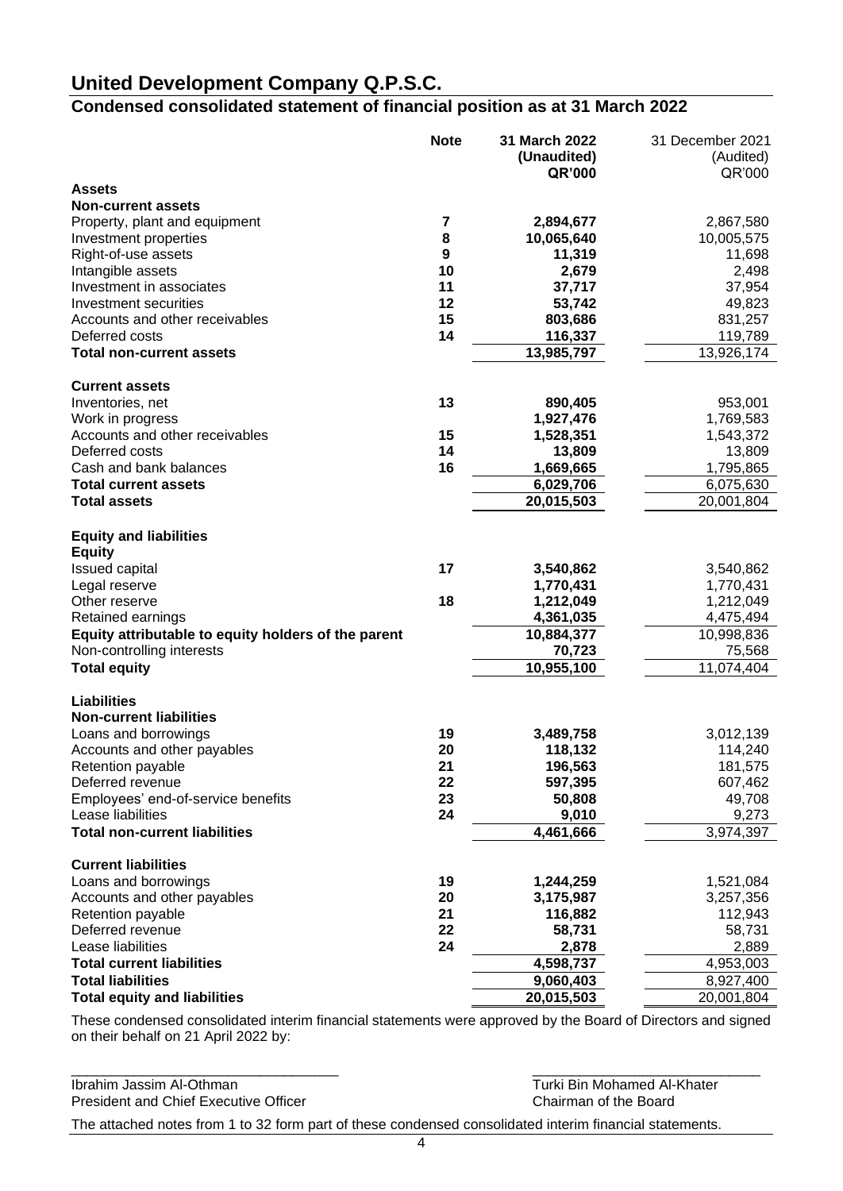# United Development Company Q.P.S.C.

## Condensed consolidated statement of financial position as at 31 March 2022

| | Note | 31 March 2022 (Unaudited) QR'000 | 31 December 2021 (Audited) QR'000 |
|---|---|---|---|
| **Assets** | | | |
| **Non-current assets** | | | |
| Property, plant and equipment | 7 | **2,894,677** | 2,867,580 |
| Investment properties | 8 | **10,065,640** | 10,005,575 |
| Right-of-use assets | 9 | **11,319** | 11,698 |
| Intangible assets | 10 | **2,679** | 2,498 |
| Investment in associates | 11 | **37,717** | 37,954 |
| Investment securities | 12 | **53,742** | 49,823 |
| Accounts and other receivables | 15 | **803,686** | 831,257 |
| Deferred costs | 14 | **116,337** | 119,789 |
| **Total non-current assets** | | **13,985,797** | 13,926,174 |
| **Current assets** | | | |
| Inventories, net | 13 | **890,405** | 953,001 |
| Work in progress | | **1,927,476** | 1,769,583 |
| Accounts and other receivables | 15 | **1,528,351** | 1,543,372 |
| Deferred costs | 14 | **13,809** | 13,809 |
| Cash and bank balances | 16 | **1,669,665** | 1,795,865 |
| **Total current assets** | | **6,029,706** | 6,075,630 |
| **Total assets** | | **20,015,503** | 20,001,804 |
| **Equity and liabilities** | | | |
| **Equity** | | | |
| Issued capital | 17 | **3,540,862** | 3,540,862 |
| Legal reserve | | **1,770,431** | 1,770,431 |
| Other reserve | 18 | **1,212,049** | 1,212,049 |
| Retained earnings | | **4,361,035** | 4,475,494 |
| **Equity attributable to equity holders of the parent** | | **10,884,377** | 10,998,836 |
| Non-controlling interests | | **70,723** | 75,568 |
| **Total equity** | | **10,955,100** | 11,074,404 |
| **Liabilities** | | | |
| **Non-current liabilities** | | | |
| Loans and borrowings | 19 | **3,489,758** | 3,012,139 |
| Accounts and other payables | 20 | **118,132** | 114,240 |
| Retention payable | 21 | **196,563** | 181,575 |
| Deferred revenue | 22 | **597,395** | 607,462 |
| Employees' end-of-service benefits | 23 | **50,808** | 49,708 |
| Lease liabilities | 24 | **9,010** | 9,273 |
| **Total non-current liabilities** | | **4,461,666** | 3,974,397 |
| **Current liabilities** | | | |
| Loans and borrowings | 19 | **1,244,259** | 1,521,084 |
| Accounts and other payables | 20 | **3,175,987** | 3,257,356 |
| Retention payable | 21 | **116,882** | 112,943 |
| Deferred revenue | 22 | **58,731** | 58,731 |
| Lease liabilities | 24 | **2,878** | 2,889 |
| **Total current liabilities** | | **4,598,737** | 4,953,003 |
| **Total liabilities** | | **9,060,403** | 8,927,400 |
| **Total equity and liabilities** | | **20,015,503** | 20,001,804 |

These condensed consolidated interim financial statements were approved by the Board of Directors and signed on their behalf on 21 April 2022 by:

| | |
|---|---|
| Ibrahim Jassim Al-Othman | Turki Bin Mohamed Al-Khater |
| President and Chief Executive Officer | Chairman of the Board |

The attached notes from 1 to 32 form part of these condensed consolidated interim financial statements.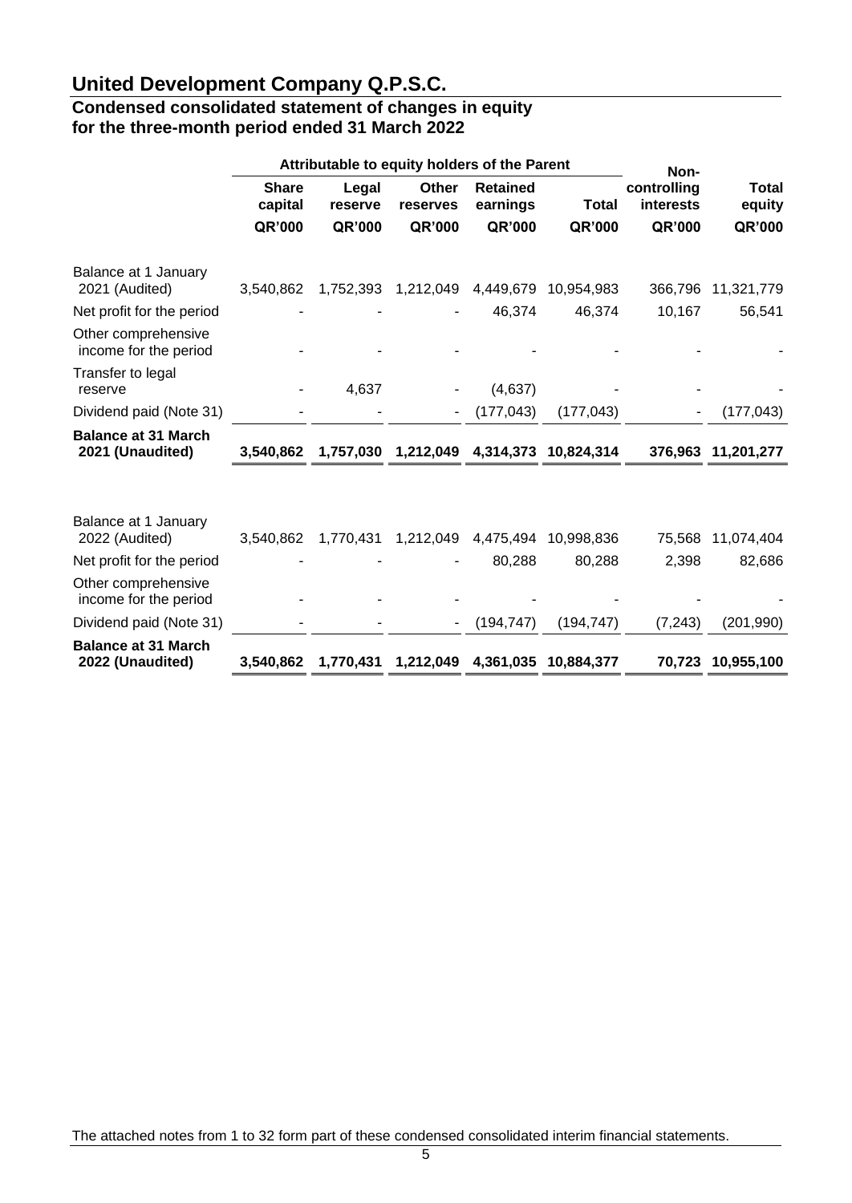# United Development Company Q.P.S.C.

## Condensed consolidated statement of changes in equity for the three-month period ended 31 March 2022

| | Attributable to equity holders of the Parent | | | | | Non-controlling interests | Total equity |
|---|---|---|---|---|---|---|---|
| | Share capital | Legal reserve | Other reserves | Retained earnings | Total | | |
| | QR'000 | QR'000 | QR'000 | QR'000 | QR'000 | QR'000 | QR'000 |
| Balance at 1 January 2021 (Audited) | 3,540,862 | 1,752,393 | 1,212,049 | 4,449,679 | 10,954,983 | 366,796 | 11,321,779 |
| Net profit for the period | - | - | - | 46,374 | 46,374 | 10,167 | 56,541 |
| Other comprehensive income for the period | - | - | - | - | - | - | - |
| Transfer to legal reserve | - | 4,637 | - | (4,637) | - | - | - |
| Dividend paid (Note 31) | - | - | - | (177,043) | (177,043) | - | (177,043) |
| **Balance at 31 March 2021 (Unaudited)** | **3,540,862** | **1,757,030** | **1,212,049** | **4,314,373** | **10,824,314** | **376,963** | **11,201,277** |
| | | | | | | | |
| Balance at 1 January 2022 (Audited) | 3,540,862 | 1,770,431 | 1,212,049 | 4,475,494 | 10,998,836 | 75,568 | 11,074,404 |
| Net profit for the period | - | - | - | 80,288 | 80,288 | 2,398 | 82,686 |
| Other comprehensive income for the period | - | - | - | - | - | - | - |
| Dividend paid (Note 31) | - | - | - | (194,747) | (194,747) | (7,243) | (201,990) |
| **Balance at 31 March 2022 (Unaudited)** | **3,540,862** | **1,770,431** | **1,212,049** | **4,361,035** | **10,884,377** | **70,723** | **10,955,100** |

The attached notes from 1 to 32 form part of these condensed consolidated interim financial statements.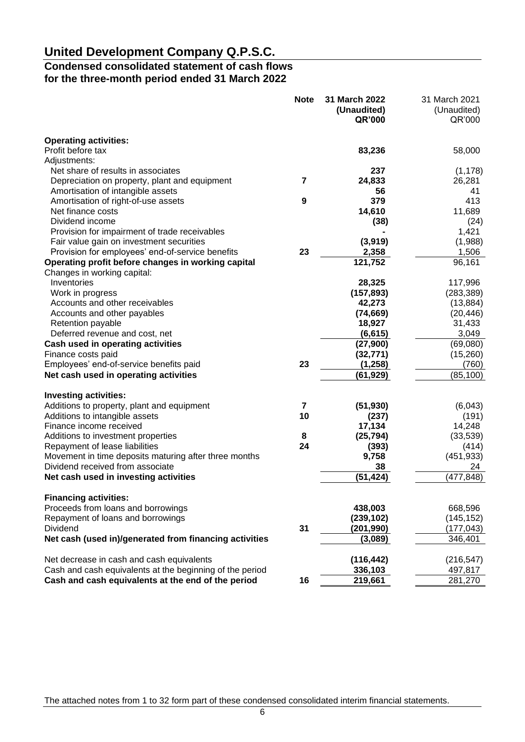# United Development Company Q.P.S.C.

## Condensed consolidated statement of cash flows
## for the three-month period ended 31 March 2022

| | Note | **31 March 2022 (Unaudited) QR'000** | 31 March 2021 (Unaudited) QR'000 |
|---|---|---|---|
| **Operating activities:** | | | |
| Profit before tax | | **83,236** | 58,000 |
| Adjustments: | | | |
| Net share of results in associates | | **237** | (1,178) |
| Depreciation on property, plant and equipment | 7 | **24,833** | 26,281 |
| Amortisation of intangible assets | | **56** | 41 |
| Amortisation of right-of-use assets | 9 | **379** | 413 |
| Net finance costs | | **14,610** | 11,689 |
| Dividend income | | **(38)** | (24) |
| Provision for impairment of trade receivables | | **-** | 1,421 |
| Fair value gain on investment securities | | **(3,919)** | (1,988) |
| Provision for employees' end-of-service benefits | 23 | **2,358** | 1,506 |
| **Operating profit before changes in working capital** | | **121,752** | 96,161 |
| Changes in working capital: | | | |
| Inventories | | **28,325** | 117,996 |
| Work in progress | | **(157,893)** | (283,389) |
| Accounts and other receivables | | **42,273** | (13,884) |
| Accounts and other payables | | **(74,669)** | (20,446) |
| Retention payable | | **18,927** | 31,433 |
| Deferred revenue and cost, net | | **(6,615)** | 3,049 |
| **Cash used in operating activities** | | **(27,900)** | (69,080) |
| Finance costs paid | | **(32,771)** | (15,260) |
| Employees' end-of-service benefits paid | 23 | **(1,258)** | (760) |
| **Net cash used in operating activities** | | **(61,929)** | (85,100) |
| **Investing activities:** | | | |
| Additions to property, plant and equipment | 7 | **(51,930)** | (6,043) |
| Additions to intangible assets | 10 | **(237)** | (191) |
| Finance income received | | **17,134** | 14,248 |
| Additions to investment properties | 8 | **(25,794)** | (33,539) |
| Repayment of lease liabilities | 24 | **(393)** | (414) |
| Movement in time deposits maturing after three months | | **9,758** | (451,933) |
| Dividend received from associate | | **38** | 24 |
| **Net cash used in investing activities** | | **(51,424)** | (477,848) |
| **Financing activities:** | | | |
| Proceeds from loans and borrowings | | **438,003** | 668,596 |
| Repayment of loans and borrowings | | **(239,102)** | (145,152) |
| Dividend | 31 | **(201,990)** | (177,043) |
| **Net cash (used in)/generated from financing activities** | | **(3,089)** | 346,401 |
| Net decrease in cash and cash equivalents | | **(116,442)** | (216,547) |
| Cash and cash equivalents at the beginning of the period | | **336,103** | 497,817 |
| **Cash and cash equivalents at the end of the period** | 16 | **219,661** | 281,270 |

The attached notes from 1 to 32 form part of these condensed consolidated interim financial statements.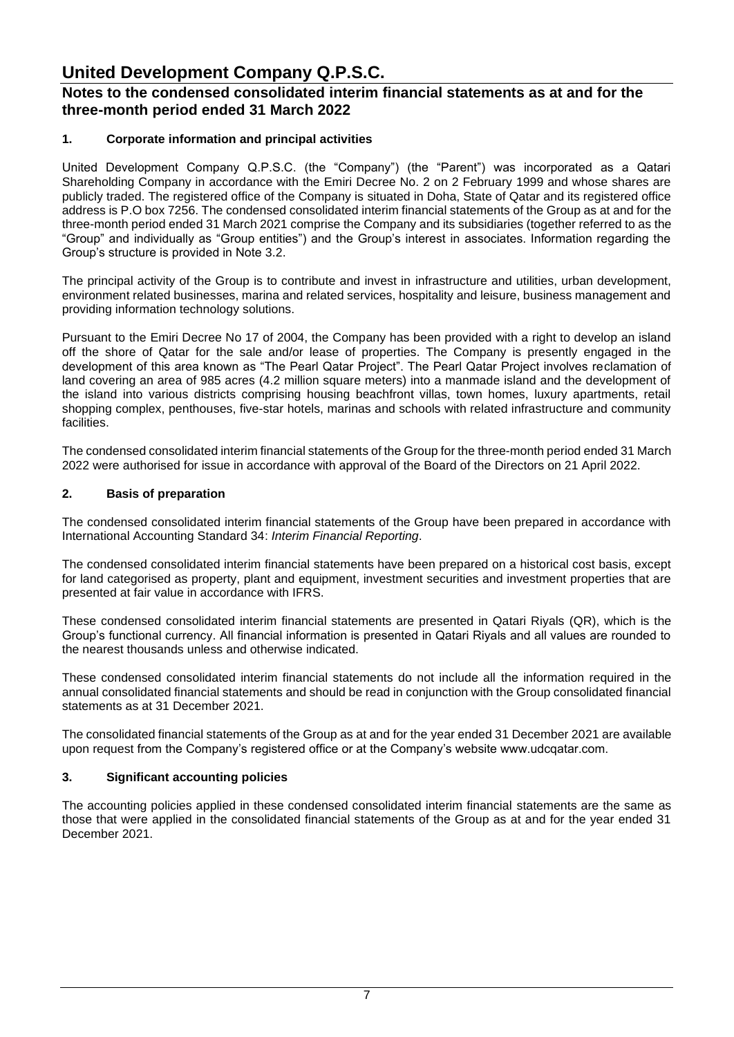# United Development Company Q.P.S.C.

## Notes to the condensed consolidated interim financial statements as at and for the three-month period ended 31 March 2022

### 1. Corporate information and principal activities

United Development Company Q.P.S.C. (the "Company") (the "Parent") was incorporated as a Qatari Shareholding Company in accordance with the Emiri Decree No. 2 on 2 February 1999 and whose shares are publicly traded. The registered office of the Company is situated in Doha, State of Qatar and its registered office address is P.O box 7256. The condensed consolidated interim financial statements of the Group as at and for the three-month period ended 31 March 2021 comprise the Company and its subsidiaries (together referred to as the "Group" and individually as "Group entities") and the Group's interest in associates. Information regarding the Group's structure is provided in Note 3.2.

The principal activity of the Group is to contribute and invest in infrastructure and utilities, urban development, environment related businesses, marina and related services, hospitality and leisure, business management and providing information technology solutions.

Pursuant to the Emiri Decree No 17 of 2004, the Company has been provided with a right to develop an island off the shore of Qatar for the sale and/or lease of properties. The Company is presently engaged in the development of this area known as "The Pearl Qatar Project". The Pearl Qatar Project involves reclamation of land covering an area of 985 acres (4.2 million square meters) into a manmade island and the development of the island into various districts comprising housing beachfront villas, town homes, luxury apartments, retail shopping complex, penthouses, five-star hotels, marinas and schools with related infrastructure and community facilities.

The condensed consolidated interim financial statements of the Group for the three-month period ended 31 March 2022 were authorised for issue in accordance with approval of the Board of the Directors on 21 April 2022.

### 2. Basis of preparation

The condensed consolidated interim financial statements of the Group have been prepared in accordance with International Accounting Standard 34: *Interim Financial Reporting*.

The condensed consolidated interim financial statements have been prepared on a historical cost basis, except for land categorised as property, plant and equipment, investment securities and investment properties that are presented at fair value in accordance with IFRS.

These condensed consolidated interim financial statements are presented in Qatari Riyals (QR), which is the Group's functional currency. All financial information is presented in Qatari Riyals and all values are rounded to the nearest thousands unless and otherwise indicated.

These condensed consolidated interim financial statements do not include all the information required in the annual consolidated financial statements and should be read in conjunction with the Group consolidated financial statements as at 31 December 2021.

The consolidated financial statements of the Group as at and for the year ended 31 December 2021 are available upon request from the Company's registered office or at the Company's website www.udcqatar.com.

### 3. Significant accounting policies

The accounting policies applied in these condensed consolidated interim financial statements are the same as those that were applied in the consolidated financial statements of the Group as at and for the year ended 31 December 2021.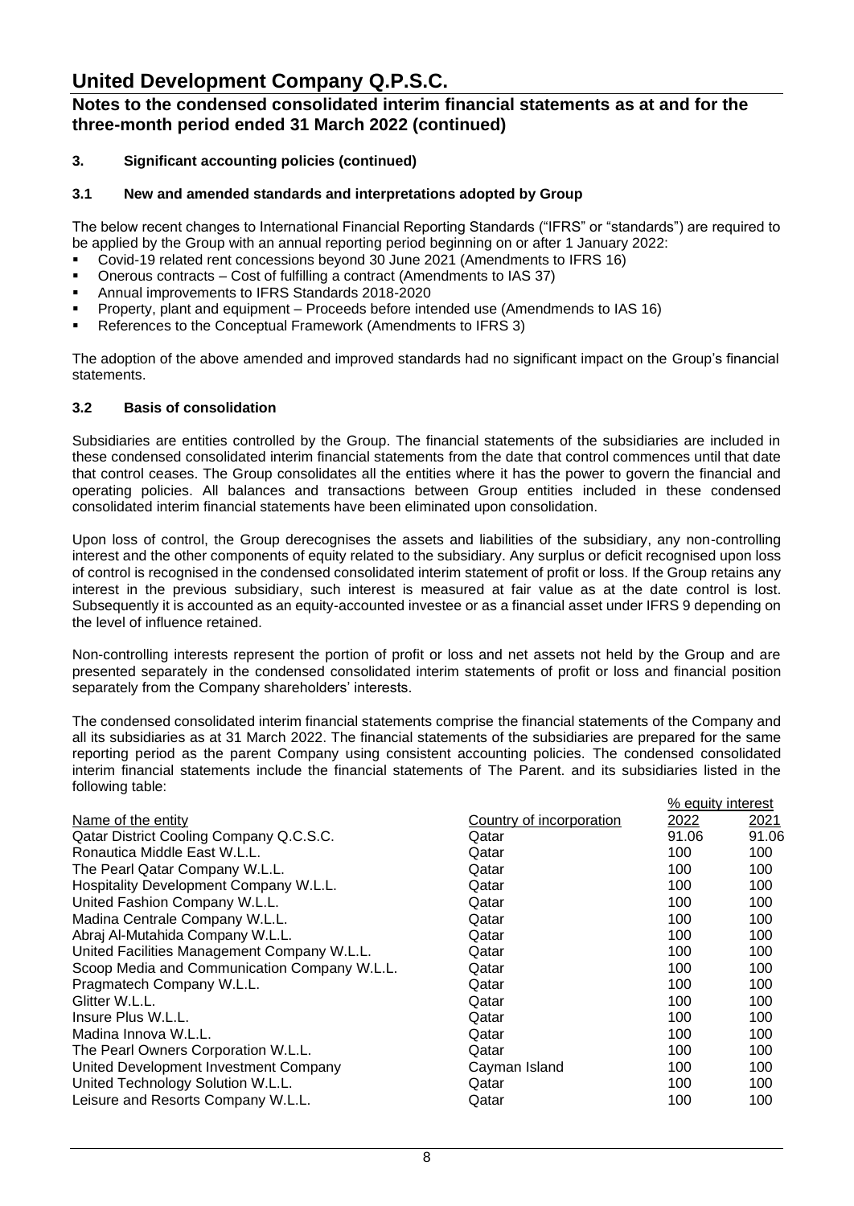# United Development Company Q.P.S.C.

## Notes to the condensed consolidated interim financial statements as at and for the three-month period ended 31 March 2022 (continued)

### 3. Significant accounting policies (continued)

### 3.1 New and amended standards and interpretations adopted by Group

The below recent changes to International Financial Reporting Standards ("IFRS" or "standards") are required to be applied by the Group with an annual reporting period beginning on or after 1 January 2022:

- Covid-19 related rent concessions beyond 30 June 2021 (Amendments to IFRS 16)
- Onerous contracts – Cost of fulfilling a contract (Amendments to IAS 37)
- Annual improvements to IFRS Standards 2018-2020
- Property, plant and equipment – Proceeds before intended use (Amendmends to IAS 16)
- References to the Conceptual Framework (Amendments to IFRS 3)

The adoption of the above amended and improved standards had no significant impact on the Group's financial statements.

### 3.2 Basis of consolidation

Subsidiaries are entities controlled by the Group. The financial statements of the subsidiaries are included in these condensed consolidated interim financial statements from the date that control commences until that date that control ceases. The Group consolidates all the entities where it has the power to govern the financial and operating policies. All balances and transactions between Group entities included in these condensed consolidated interim financial statements have been eliminated upon consolidation.

Upon loss of control, the Group derecognises the assets and liabilities of the subsidiary, any non-controlling interest and the other components of equity related to the subsidiary. Any surplus or deficit recognised upon loss of control is recognised in the condensed consolidated interim statement of profit or loss. If the Group retains any interest in the previous subsidiary, such interest is measured at fair value as at the date control is lost. Subsequently it is accounted as an equity-accounted investee or as a financial asset under IFRS 9 depending on the level of influence retained.

Non-controlling interests represent the portion of profit or loss and net assets not held by the Group and are presented separately in the condensed consolidated interim statements of profit or loss and financial position separately from the Company shareholders' interests.

The condensed consolidated interim financial statements comprise the financial statements of the Company and all its subsidiaries as at 31 March 2022. The financial statements of the subsidiaries are prepared for the same reporting period as the parent Company using consistent accounting policies. The condensed consolidated interim financial statements include the financial statements of The Parent. and its subsidiaries listed in the following table:

| | | % equity interest | |
|---|---|---|---|
| Name of the entity | Country of incorporation | 2022 | 2021 |
| Qatar District Cooling Company Q.C.S.C. | Qatar | 91.06 | 91.06 |
| Ronautica Middle East W.L.L. | Qatar | 100 | 100 |
| The Pearl Qatar Company W.L.L. | Qatar | 100 | 100 |
| Hospitality Development Company W.L.L. | Qatar | 100 | 100 |
| United Fashion Company W.L.L. | Qatar | 100 | 100 |
| Madina Centrale Company W.L.L. | Qatar | 100 | 100 |
| Abraj Al-Mutahida Company W.L.L. | Qatar | 100 | 100 |
| United Facilities Management Company W.L.L. | Qatar | 100 | 100 |
| Scoop Media and Communication Company W.L.L. | Qatar | 100 | 100 |
| Pragmatech Company W.L.L. | Qatar | 100 | 100 |
| Glitter W.L.L. | Qatar | 100 | 100 |
| Insure Plus W.L.L. | Qatar | 100 | 100 |
| Madina Innova W.L.L. | Qatar | 100 | 100 |
| The Pearl Owners Corporation W.L.L. | Qatar | 100 | 100 |
| United Development Investment Company | Cayman Island | 100 | 100 |
| United Technology Solution W.L.L. | Qatar | 100 | 100 |
| Leisure and Resorts Company W.L.L. | Qatar | 100 | 100 |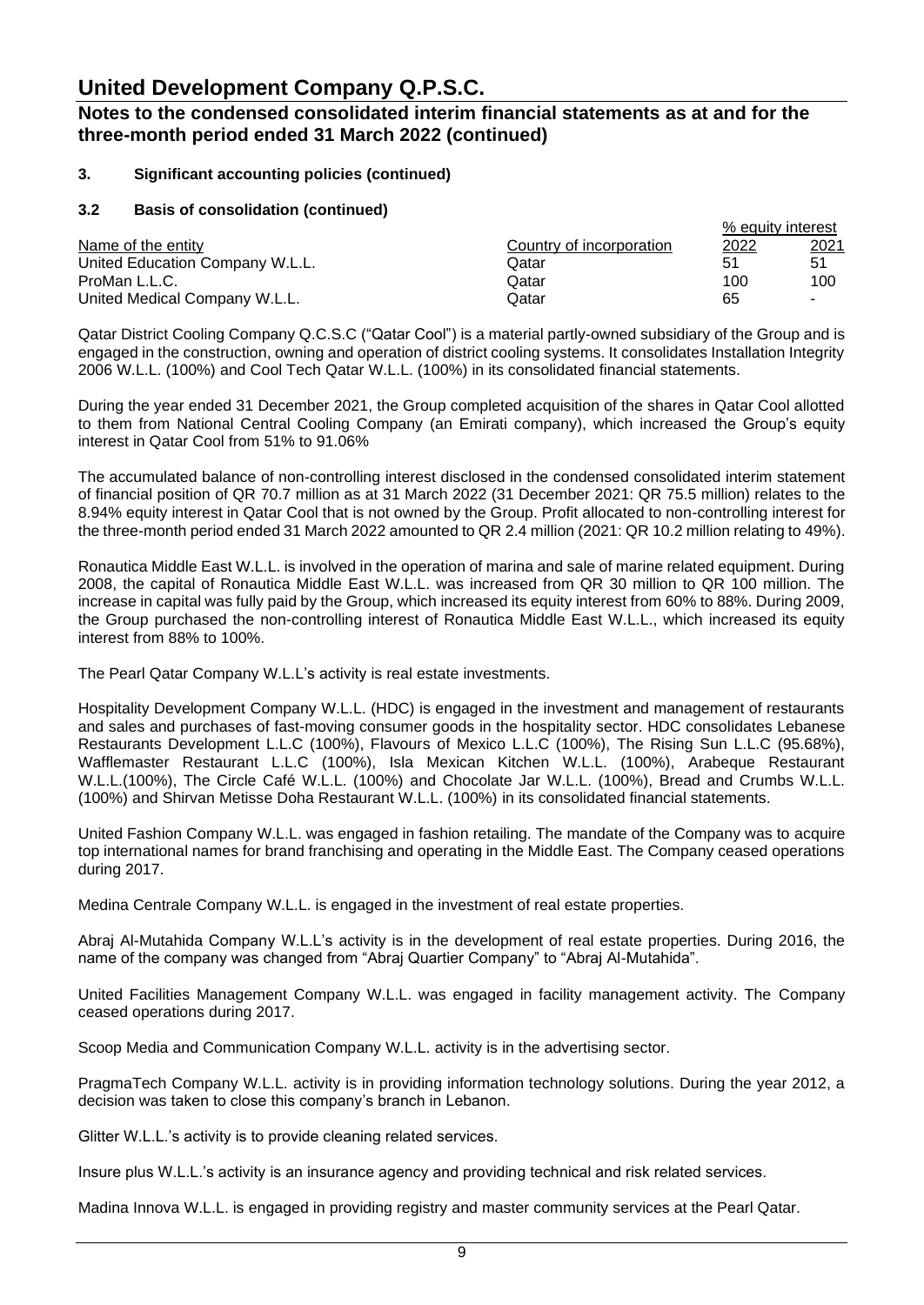## 3. Significant accounting policies (continued)

### 3.2 Basis of consolidation (continued)

| Name of the entity | Country of incorporation | % equity interest 2022 | 2021 |
|---|---|---|---|
| United Education Company W.L.L. | Qatar | 51 | 51 |
| ProMan L.L.C. | Qatar | 100 | 100 |
| United Medical Company W.L.L. | Qatar | 65 | - |

Qatar District Cooling Company Q.C.S.C ("Qatar Cool") is a material partly-owned subsidiary of the Group and is engaged in the construction, owning and operation of district cooling systems. It consolidates Installation Integrity 2006 W.L.L. (100%) and Cool Tech Qatar W.L.L. (100%) in its consolidated financial statements.

During the year ended 31 December 2021, the Group completed acquisition of the shares in Qatar Cool allotted to them from National Central Cooling Company (an Emirati company), which increased the Group's equity interest in Qatar Cool from 51% to 91.06%

The accumulated balance of non-controlling interest disclosed in the condensed consolidated interim statement of financial position of QR 70.7 million as at 31 March 2022 (31 December 2021: QR 75.5 million) relates to the 8.94% equity interest in Qatar Cool that is not owned by the Group. Profit allocated to non-controlling interest for the three-month period ended 31 March 2022 amounted to QR 2.4 million (2021: QR 10.2 million relating to 49%).

Ronautica Middle East W.L.L. is involved in the operation of marina and sale of marine related equipment. During 2008, the capital of Ronautica Middle East W.L.L. was increased from QR 30 million to QR 100 million. The increase in capital was fully paid by the Group, which increased its equity interest from 60% to 88%. During 2009, the Group purchased the non-controlling interest of Ronautica Middle East W.L.L., which increased its equity interest from 88% to 100%.

The Pearl Qatar Company W.L.L's activity is real estate investments.

Hospitality Development Company W.L.L. (HDC) is engaged in the investment and management of restaurants and sales and purchases of fast-moving consumer goods in the hospitality sector. HDC consolidates Lebanese Restaurants Development L.L.C (100%), Flavours of Mexico L.L.C (100%), The Rising Sun L.L.C (95.68%), Wafflemaster Restaurant L.L.C (100%), Isla Mexican Kitchen W.L.L. (100%), Arabeque Restaurant W.L.L.(100%), The Circle Café W.L.L. (100%) and Chocolate Jar W.L.L. (100%), Bread and Crumbs W.L.L. (100%) and Shirvan Metisse Doha Restaurant W.L.L. (100%) in its consolidated financial statements.

United Fashion Company W.L.L. was engaged in fashion retailing. The mandate of the Company was to acquire top international names for brand franchising and operating in the Middle East. The Company ceased operations during 2017.

Medina Centrale Company W.L.L. is engaged in the investment of real estate properties.

Abraj Al-Mutahida Company W.L.L's activity is in the development of real estate properties. During 2016, the name of the company was changed from "Abraj Quartier Company" to "Abraj Al-Mutahida".

United Facilities Management Company W.L.L. was engaged in facility management activity. The Company ceased operations during 2017.

Scoop Media and Communication Company W.L.L. activity is in the advertising sector.

PragmaTech Company W.L.L. activity is in providing information technology solutions. During the year 2012, a decision was taken to close this company's branch in Lebanon.

Glitter W.L.L.'s activity is to provide cleaning related services.

Insure plus W.L.L.'s activity is an insurance agency and providing technical and risk related services.

Madina Innova W.L.L. is engaged in providing registry and master community services at the Pearl Qatar.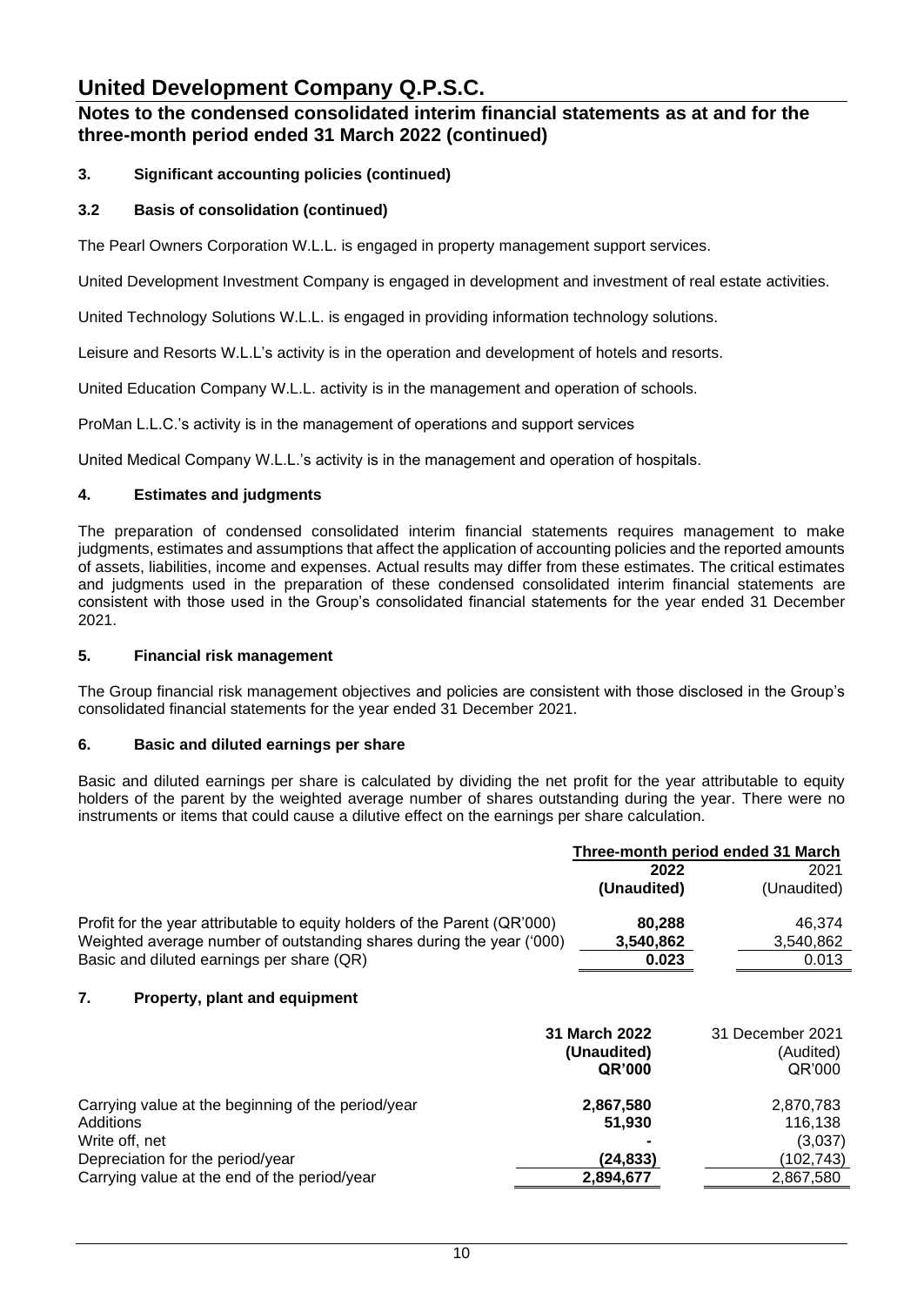# United Development Company Q.P.S.C.

## Notes to the condensed consolidated interim financial statements as at and for the three-month period ended 31 March 2022 (continued)

### 3. Significant accounting policies (continued)

### 3.2 Basis of consolidation (continued)

The Pearl Owners Corporation W.L.L. is engaged in property management support services.

United Development Investment Company is engaged in development and investment of real estate activities.

United Technology Solutions W.L.L. is engaged in providing information technology solutions.

Leisure and Resorts W.L.L's activity is in the operation and development of hotels and resorts.

United Education Company W.L.L. activity is in the management and operation of schools.

ProMan L.L.C.'s activity is in the management of operations and support services

United Medical Company W.L.L.'s activity is in the management and operation of hospitals.

### 4. Estimates and judgments

The preparation of condensed consolidated interim financial statements requires management to make judgments, estimates and assumptions that affect the application of accounting policies and the reported amounts of assets, liabilities, income and expenses. Actual results may differ from these estimates. The critical estimates and judgments used in the preparation of these condensed consolidated interim financial statements are consistent with those used in the Group's consolidated financial statements for the year ended 31 December 2021.

### 5. Financial risk management

The Group financial risk management objectives and policies are consistent with those disclosed in the Group's consolidated financial statements for the year ended 31 December 2021.

### 6. Basic and diluted earnings per share

Basic and diluted earnings per share is calculated by dividing the net profit for the year attributable to equity holders of the parent by the weighted average number of shares outstanding during the year. There were no instruments or items that could cause a dilutive effect on the earnings per share calculation.

| | Three-month period ended 31 March | |
|---|---|---|
| | **2022 (Unaudited)** | 2021 (Unaudited) |
| Profit for the year attributable to equity holders of the Parent (QR'000) | **80,288** | 46,374 |
| Weighted average number of outstanding shares during the year ('000) | **3,540,862** | 3,540,862 |
| Basic and diluted earnings per share (QR) | **0.023** | 0.013 |

### 7. Property, plant and equipment

| | **31 March 2022 (Unaudited) QR'000** | 31 December 2021 (Audited) QR'000 |
|---|---|---|
| Carrying value at the beginning of the period/year | **2,867,580** | 2,870,783 |
| Additions | **51,930** | 116,138 |
| Write off, net | **-** | (3,037) |
| Depreciation for the period/year | **(24,833)** | (102,743) |
| Carrying value at the end of the period/year | **2,894,677** | 2,867,580 |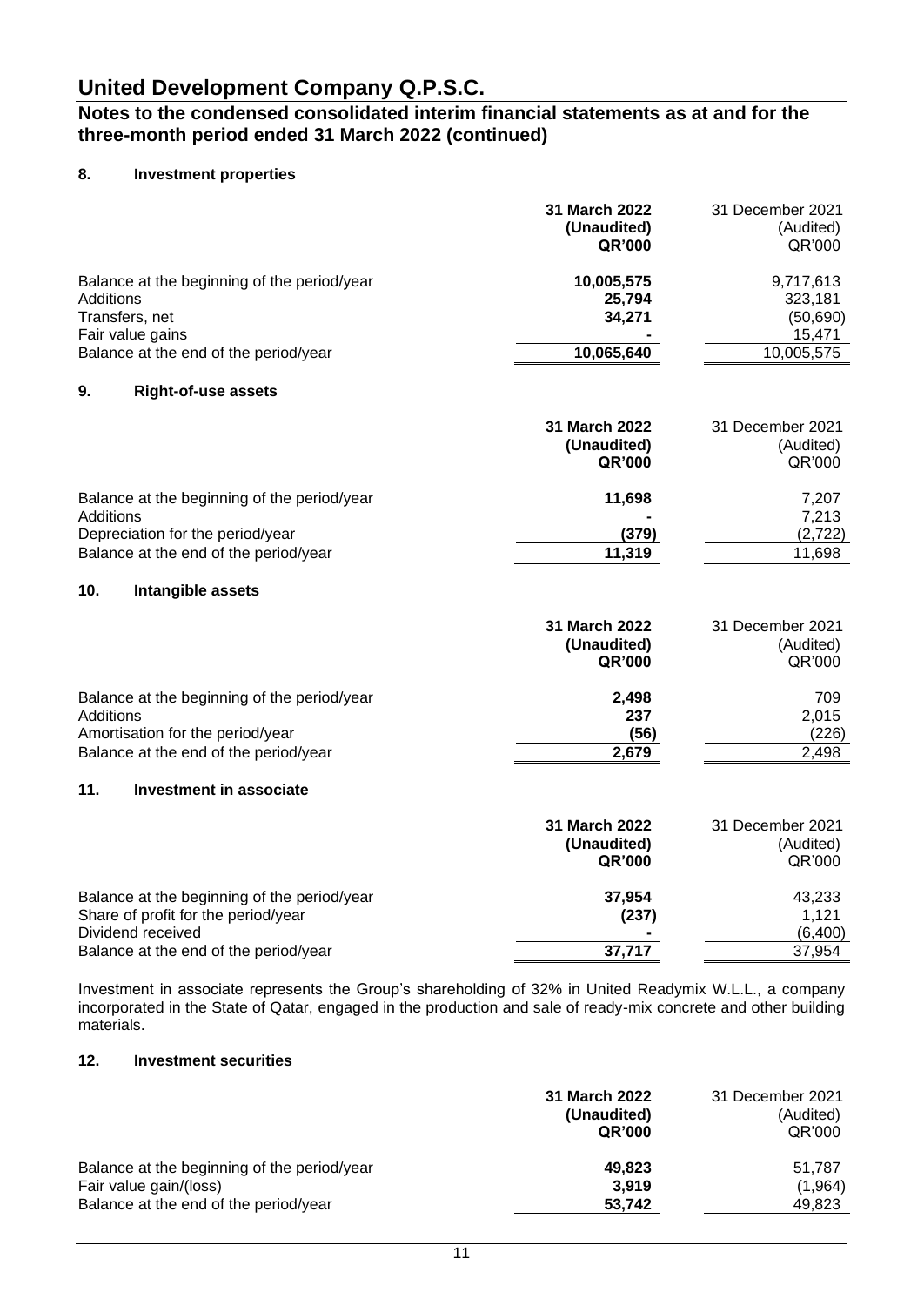# United Development Company Q.P.S.C.

## Notes to the condensed consolidated interim financial statements as at and for the three-month period ended 31 March 2022 (continued)

### 8. Investment properties

| | **31 March 2022 (Unaudited) QR'000** | 31 December 2021 (Audited) QR'000 |
|---|---|---|
| Balance at the beginning of the period/year | **10,005,575** | 9,717,613 |
| Additions | **25,794** | 323,181 |
| Transfers, net | **34,271** | (50,690) |
| Fair value gains | **-** | 15,471 |
| Balance at the end of the period/year | **10,065,640** | 10,005,575 |

### 9. Right-of-use assets

| | **31 March 2022 (Unaudited) QR'000** | 31 December 2021 (Audited) QR'000 |
|---|---|---|
| Balance at the beginning of the period/year | **11,698** | 7,207 |
| Additions | **-** | 7,213 |
| Depreciation for the period/year | **(379)** | (2,722) |
| Balance at the end of the period/year | **11,319** | 11,698 |

### 10. Intangible assets

| | **31 March 2022 (Unaudited) QR'000** | 31 December 2021 (Audited) QR'000 |
|---|---|---|
| Balance at the beginning of the period/year | **2,498** | 709 |
| Additions | **237** | 2,015 |
| Amortisation for the period/year | **(56)** | (226) |
| Balance at the end of the period/year | **2,679** | 2,498 |

### 11. Investment in associate

| | **31 March 2022 (Unaudited) QR'000** | 31 December 2021 (Audited) QR'000 |
|---|---|---|
| Balance at the beginning of the period/year | **37,954** | 43,233 |
| Share of profit for the period/year | **(237)** | 1,121 |
| Dividend received | **-** | (6,400) |
| Balance at the end of the period/year | **37,717** | 37,954 |

Investment in associate represents the Group's shareholding of 32% in United Readymix W.L.L., a company incorporated in the State of Qatar, engaged in the production and sale of ready-mix concrete and other building materials.

### 12. Investment securities

| | **31 March 2022 (Unaudited) QR'000** | 31 December 2021 (Audited) QR'000 |
|---|---|---|
| Balance at the beginning of the period/year | **49,823** | 51,787 |
| Fair value gain/(loss) | **3,919** | (1,964) |
| Balance at the end of the period/year | **53,742** | 49,823 |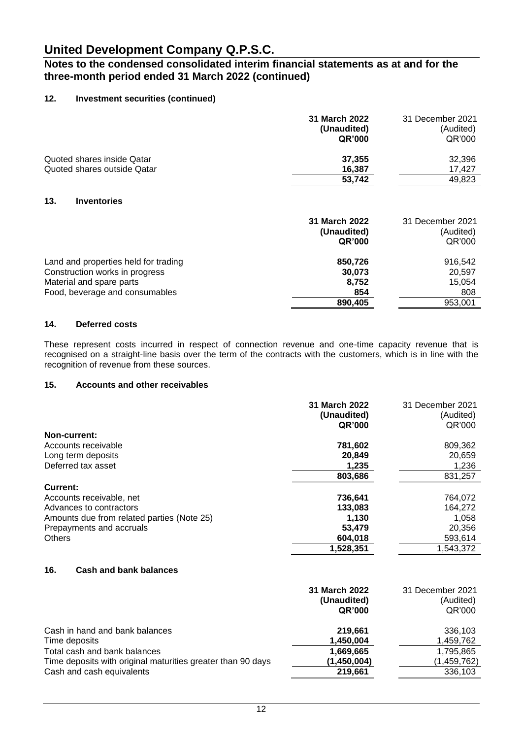# United Development Company Q.P.S.C.

## Notes to the condensed consolidated interim financial statements as at and for the three-month period ended 31 March 2022 (continued)

### 12. Investment securities (continued)

| | 31 March 2022 (Unaudited) QR'000 | 31 December 2021 (Audited) QR'000 |
|---|---|---|
| Quoted shares inside Qatar | **37,355** | 32,396 |
| Quoted shares outside Qatar | **16,387** | 17,427 |
| | **53,742** | 49,823 |

### 13. Inventories

| | 31 March 2022 (Unaudited) QR'000 | 31 December 2021 (Audited) QR'000 |
|---|---|---|
| Land and properties held for trading | **850,726** | 916,542 |
| Construction works in progress | **30,073** | 20,597 |
| Material and spare parts | **8,752** | 15,054 |
| Food, beverage and consumables | **854** | 808 |
| | **890,405** | 953,001 |

### 14. Deferred costs

These represent costs incurred in respect of connection revenue and one-time capacity revenue that is recognised on a straight-line basis over the term of the contracts with the customers, which is in line with the recognition of revenue from these sources.

### 15. Accounts and other receivables

| | 31 March 2022 (Unaudited) QR'000 | 31 December 2021 (Audited) QR'000 |
|---|---|---|
| **Non-current:** | | |
| Accounts receivable | **781,602** | 809,362 |
| Long term deposits | **20,849** | 20,659 |
| Deferred tax asset | **1,235** | 1,236 |
| | **803,686** | 831,257 |
| **Current:** | | |
| Accounts receivable, net | **736,641** | 764,072 |
| Advances to contractors | **133,083** | 164,272 |
| Amounts due from related parties (Note 25) | **1,130** | 1,058 |
| Prepayments and accruals | **53,479** | 20,356 |
| Others | **604,018** | 593,614 |
| | **1,528,351** | 1,543,372 |

### 16. Cash and bank balances

| | 31 March 2022 (Unaudited) QR'000 | 31 December 2021 (Audited) QR'000 |
|---|---|---|
| Cash in hand and bank balances | **219,661** | 336,103 |
| Time deposits | **1,450,004** | 1,459,762 |
| Total cash and bank balances | **1,669,665** | 1,795,865 |
| Time deposits with original maturities greater than 90 days | **(1,450,004)** | (1,459,762) |
| Cash and cash equivalents | **219,661** | 336,103 |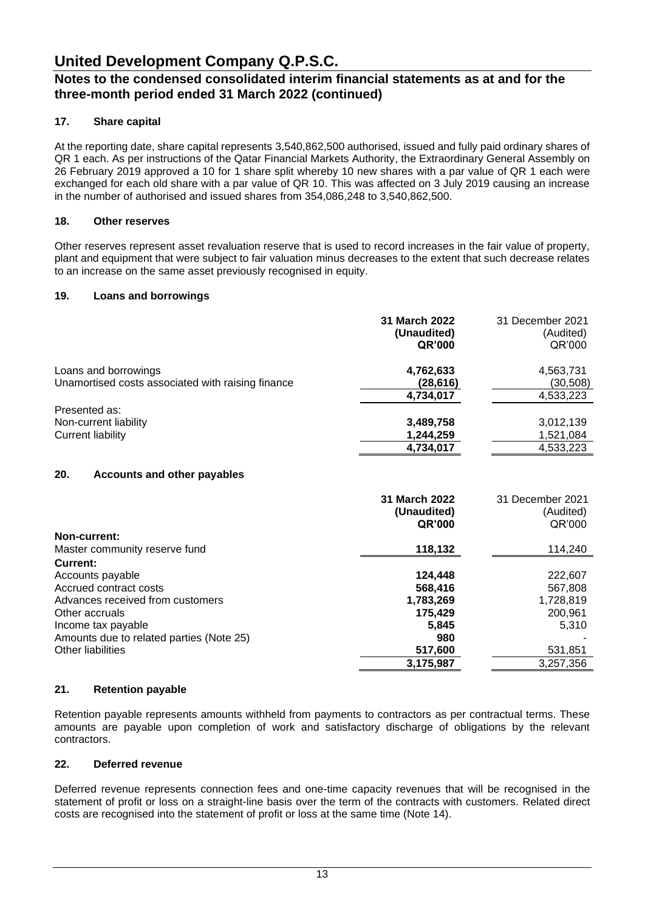# United Development Company Q.P.S.C.

## Notes to the condensed consolidated interim financial statements as at and for the three-month period ended 31 March 2022 (continued)

### 17. Share capital

At the reporting date, share capital represents 3,540,862,500 authorised, issued and fully paid ordinary shares of QR 1 each. As per instructions of the Qatar Financial Markets Authority, the Extraordinary General Assembly on 26 February 2019 approved a 10 for 1 share split whereby 10 new shares with a par value of QR 1 each were exchanged for each old share with a par value of QR 10. This was affected on 3 July 2019 causing an increase in the number of authorised and issued shares from 354,086,248 to 3,540,862,500.

### 18. Other reserves

Other reserves represent asset revaluation reserve that is used to record increases in the fair value of property, plant and equipment that were subject to fair valuation minus decreases to the extent that such decrease relates to an increase on the same asset previously recognised in equity.

### 19. Loans and borrowings

| | **31 March 2022 (Unaudited) QR'000** | 31 December 2021 (Audited) QR'000 |
|---|---|---|
| Loans and borrowings | **4,762,633** | 4,563,731 |
| Unamortised costs associated with raising finance | **(28,616)** | (30,508) |
| | **4,734,017** | 4,533,223 |
| Presented as: | | |
| Non-current liability | **3,489,758** | 3,012,139 |
| Current liability | **1,244,259** | 1,521,084 |
| | **4,734,017** | 4,533,223 |

### 20. Accounts and other payables

| | **31 March 2022 (Unaudited) QR'000** | 31 December 2021 (Audited) QR'000 |
|---|---|---|
| **Non-current:** | | |
| Master community reserve fund | **118,132** | 114,240 |
| **Current:** | | |
| Accounts payable | **124,448** | 222,607 |
| Accrued contract costs | **568,416** | 567,808 |
| Advances received from customers | **1,783,269** | 1,728,819 |
| Other accruals | **175,429** | 200,961 |
| Income tax payable | **5,845** | 5,310 |
| Amounts due to related parties (Note 25) | **980** | - |
| Other liabilities | **517,600** | 531,851 |
| | **3,175,987** | 3,257,356 |

### 21. Retention payable

Retention payable represents amounts withheld from payments to contractors as per contractual terms. These amounts are payable upon completion of work and satisfactory discharge of obligations by the relevant contractors.

### 22. Deferred revenue

Deferred revenue represents connection fees and one-time capacity revenues that will be recognised in the statement of profit or loss on a straight-line basis over the term of the contracts with customers. Related direct costs are recognised into the statement of profit or loss at the same time (Note 14).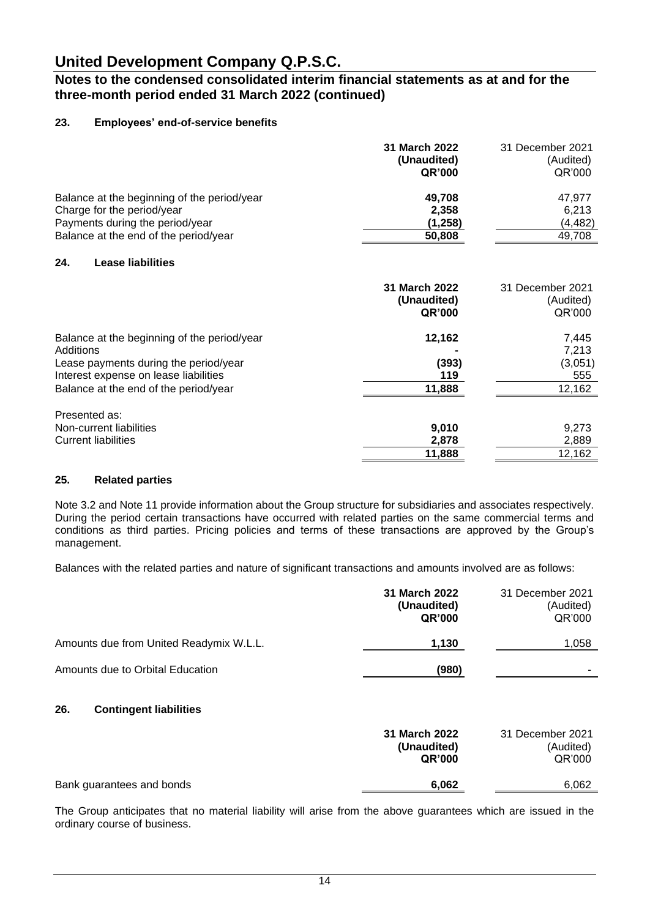# United Development Company Q.P.S.C.

## Notes to the condensed consolidated interim financial statements as at and for the three-month period ended 31 March 2022 (continued)

### 23. Employees' end-of-service benefits

| | 31 March 2022 (Unaudited) QR'000 | 31 December 2021 (Audited) QR'000 |
|---|---|---|
| Balance at the beginning of the period/year | 49,708 | 47,977 |
| Charge for the period/year | 2,358 | 6,213 |
| Payments during the period/year | (1,258) | (4,482) |
| Balance at the end of the period/year | 50,808 | 49,708 |

### 24. Lease liabilities

| | 31 March 2022 (Unaudited) QR'000 | 31 December 2021 (Audited) QR'000 |
|---|---|---|
| Balance at the beginning of the period/year | 12,162 | 7,445 |
| Additions | - | 7,213 |
| Lease payments during the period/year | (393) | (3,051) |
| Interest expense on lease liabilities | 119 | 555 |
| Balance at the end of the period/year | 11,888 | 12,162 |
| | | |
| Presented as: | | |
| Non-current liabilities | 9,010 | 9,273 |
| Current liabilities | 2,878 | 2,889 |
| | 11,888 | 12,162 |

### 25. Related parties

Note 3.2 and Note 11 provide information about the Group structure for subsidiaries and associates respectively. During the period certain transactions have occurred with related parties on the same commercial terms and conditions as third parties. Pricing policies and terms of these transactions are approved by the Group's management.

Balances with the related parties and nature of significant transactions and amounts involved are as follows:

| | 31 March 2022 (Unaudited) QR'000 | 31 December 2021 (Audited) QR'000 |
|---|---|---|
| Amounts due from United Readymix W.L.L. | 1,130 | 1,058 |
| Amounts due to Orbital Education | (980) | - |

### 26. Contingent liabilities

| | 31 March 2022 (Unaudited) QR'000 | 31 December 2021 (Audited) QR'000 |
|---|---|---|
| Bank guarantees and bonds | 6,062 | 6,062 |

The Group anticipates that no material liability will arise from the above guarantees which are issued in the ordinary course of business.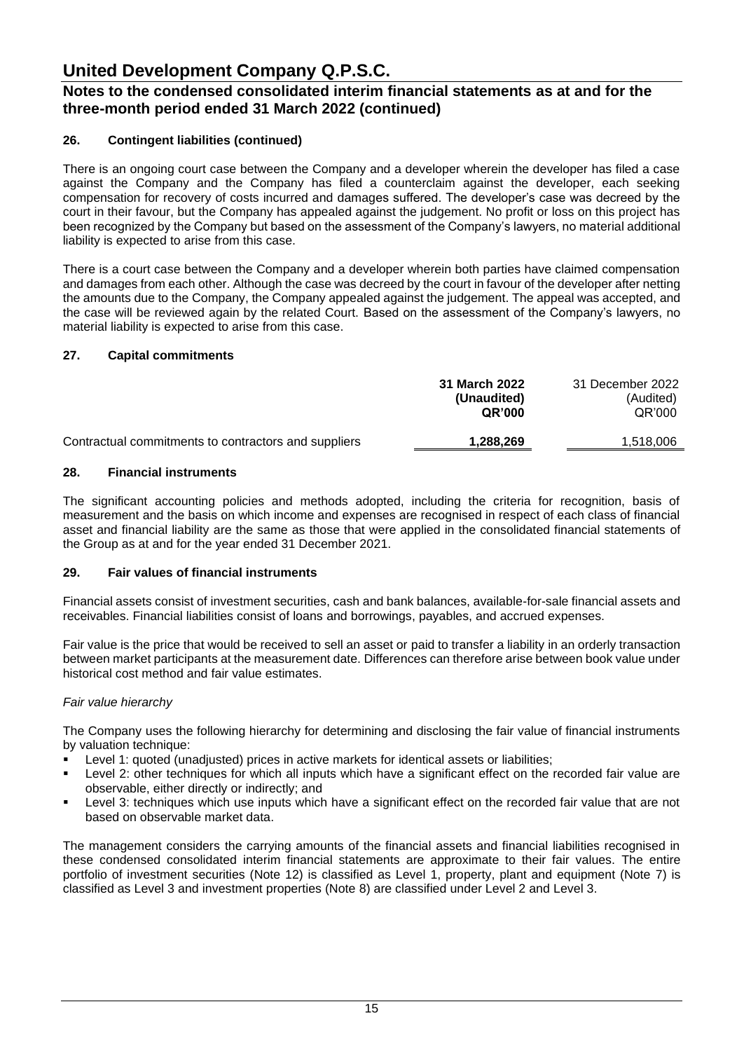# United Development Company Q.P.S.C.

## Notes to the condensed consolidated interim financial statements as at and for the three-month period ended 31 March 2022 (continued)

### 26. Contingent liabilities (continued)

There is an ongoing court case between the Company and a developer wherein the developer has filed a case against the Company and the Company has filed a counterclaim against the developer, each seeking compensation for recovery of costs incurred and damages suffered. The developer's case was decreed by the court in their favour, but the Company has appealed against the judgement. No profit or loss on this project has been recognized by the Company but based on the assessment of the Company's lawyers, no material additional liability is expected to arise from this case.

There is a court case between the Company and a developer wherein both parties have claimed compensation and damages from each other. Although the case was decreed by the court in favour of the developer after netting the amounts due to the Company, the Company appealed against the judgement. The appeal was accepted, and the case will be reviewed again by the related Court. Based on the assessment of the Company's lawyers, no material liability is expected to arise from this case.

### 27. Capital commitments

| | **31 March 2022 (Unaudited) QR'000** | 31 December 2022 (Audited) QR'000 |
|---|---|---|
| Contractual commitments to contractors and suppliers | **1,288,269** | 1,518,006 |

### 28. Financial instruments

The significant accounting policies and methods adopted, including the criteria for recognition, basis of measurement and the basis on which income and expenses are recognised in respect of each class of financial asset and financial liability are the same as those that were applied in the consolidated financial statements of the Group as at and for the year ended 31 December 2021.

### 29. Fair values of financial instruments

Financial assets consist of investment securities, cash and bank balances, available-for-sale financial assets and receivables. Financial liabilities consist of loans and borrowings, payables, and accrued expenses.

Fair value is the price that would be received to sell an asset or paid to transfer a liability in an orderly transaction between market participants at the measurement date. Differences can therefore arise between book value under historical cost method and fair value estimates.

*Fair value hierarchy*

The Company uses the following hierarchy for determining and disclosing the fair value of financial instruments by valuation technique:

- Level 1: quoted (unadjusted) prices in active markets for identical assets or liabilities;
- Level 2: other techniques for which all inputs which have a significant effect on the recorded fair value are observable, either directly or indirectly; and
- Level 3: techniques which use inputs which have a significant effect on the recorded fair value that are not based on observable market data.

The management considers the carrying amounts of the financial assets and financial liabilities recognised in these condensed consolidated interim financial statements are approximate to their fair values. The entire portfolio of investment securities (Note 12) is classified as Level 1, property, plant and equipment (Note 7) is classified as Level 3 and investment properties (Note 8) are classified under Level 2 and Level 3.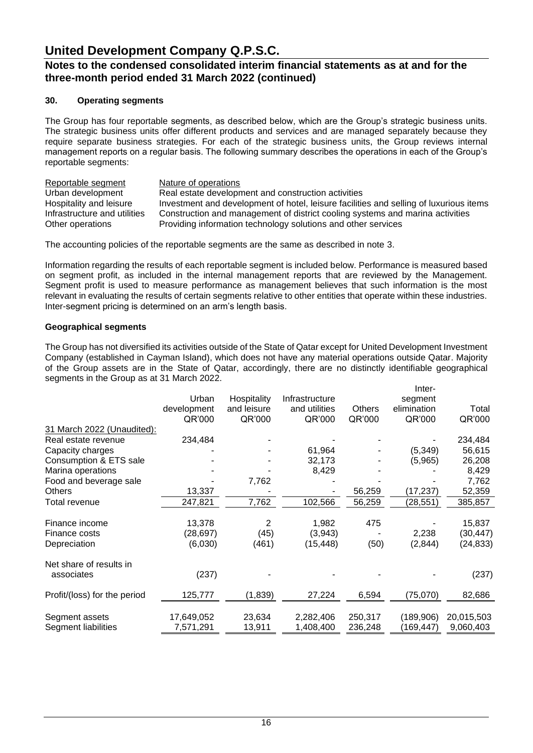# United Development Company Q.P.S.C.

## Notes to the condensed consolidated interim financial statements as at and for the three-month period ended 31 March 2022 (continued)

### 30. Operating segments

The Group has four reportable segments, as described below, which are the Group's strategic business units. The strategic business units offer different products and services and are managed separately because they require separate business strategies. For each of the strategic business units, the Group reviews internal management reports on a regular basis. The following summary describes the operations in each of the Group's reportable segments:

| Reportable segment | Nature of operations |
|---|---|
| Urban development | Real estate development and construction activities |
| Hospitality and leisure | Investment and development of hotel, leisure facilities and selling of luxurious items |
| Infrastructure and utilities | Construction and management of district cooling systems and marina activities |
| Other operations | Providing information technology solutions and other services |

The accounting policies of the reportable segments are the same as described in note 3.

Information regarding the results of each reportable segment is included below. Performance is measured based on segment profit, as included in the internal management reports that are reviewed by the Management. Segment profit is used to measure performance as management believes that such information is the most relevant in evaluating the results of certain segments relative to other entities that operate within these industries. Inter-segment pricing is determined on an arm's length basis.

#### Geographical segments

The Group has not diversified its activities outside of the State of Qatar except for United Development Investment Company (established in Cayman Island), which does not have any material operations outside Qatar. Majority of the Group assets are in the State of Qatar, accordingly, there are no distinctly identifiable geographical segments in the Group as at 31 March 2022.

| | Urban development QR'000 | Hospitality and leisure QR'000 | Infrastructure and utilities QR'000 | Others QR'000 | Inter-segment elimination QR'000 | Total QR'000 |
|---|---|---|---|---|---|---|
| 31 March 2022 (Unaudited): | | | | | | |
| Real estate revenue | 234,484 | - | - | - | - | 234,484 |
| Capacity charges | - | - | 61,964 | - | (5,349) | 56,615 |
| Consumption & ETS sale | - | - | 32,173 | - | (5,965) | 26,208 |
| Marina operations | - | - | 8,429 | - | - | 8,429 |
| Food and beverage sale | - | 7,762 | - | - | - | 7,762 |
| Others | 13,337 | - | - | 56,259 | (17,237) | 52,359 |
| Total revenue | 247,821 | 7,762 | 102,566 | 56,259 | (28,551) | 385,857 |
| Finance income | 13,378 | 2 | 1,982 | 475 | - | 15,837 |
| Finance costs | (28,697) | (45) | (3,943) | - | 2,238 | (30,447) |
| Depreciation | (6,030) | (461) | (15,448) | (50) | (2,844) | (24,833) |
| Net share of results in associates | (237) | - | - | - | - | (237) |
| Profit/(loss) for the period | 125,777 | (1,839) | 27,224 | 6,594 | (75,070) | 82,686 |
| Segment assets | 17,649,052 | 23,634 | 2,282,406 | 250,317 | (189,906) | 20,015,503 |
| Segment liabilities | 7,571,291 | 13,911 | 1,408,400 | 236,248 | (169,447) | 9,060,403 |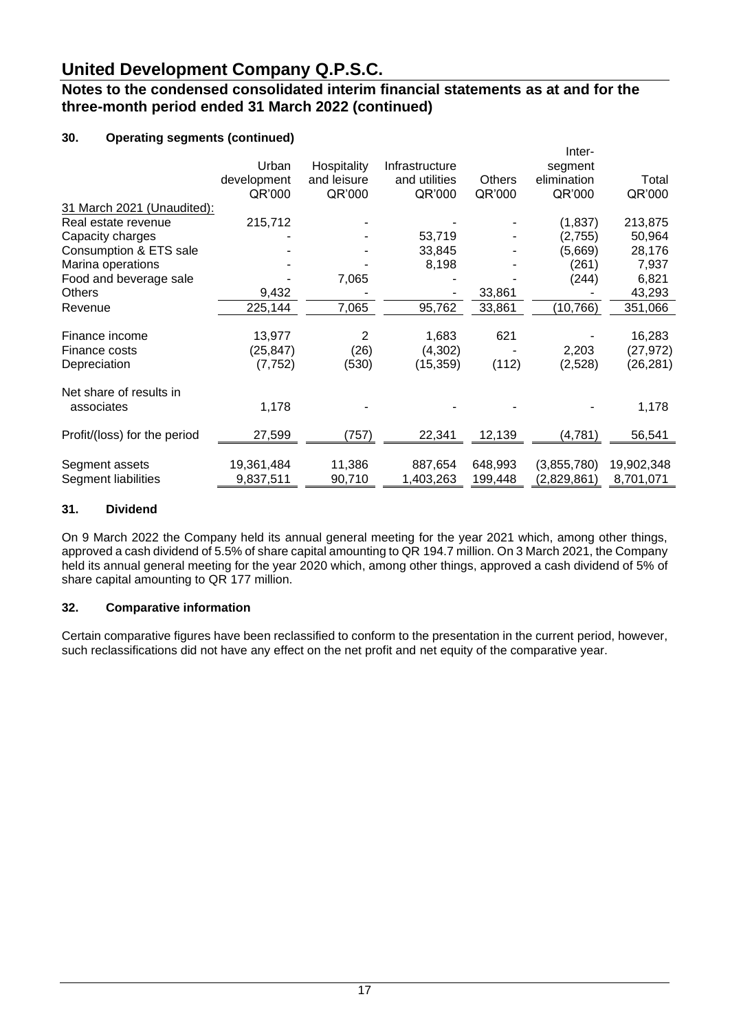# United Development Company Q.P.S.C.

## Notes to the condensed consolidated interim financial statements as at and for the three-month period ended 31 March 2022 (continued)

### 30. Operating segments (continued)

| | Urban development QR'000 | Hospitality and leisure QR'000 | Infrastructure and utilities QR'000 | Others QR'000 | Inter-segment elimination QR'000 | Total QR'000 |
|---|---|---|---|---|---|---|
| 31 March 2021 (Unaudited): | | | | | | |
| Real estate revenue | 215,712 | - | - | - | (1,837) | 213,875 |
| Capacity charges | - | - | 53,719 | - | (2,755) | 50,964 |
| Consumption & ETS sale | - | - | 33,845 | - | (5,669) | 28,176 |
| Marina operations | - | - | 8,198 | - | (261) | 7,937 |
| Food and beverage sale | - | 7,065 | - | - | (244) | 6,821 |
| Others | 9,432 | - | - | 33,861 | - | 43,293 |
| Revenue | 225,144 | 7,065 | 95,762 | 33,861 | (10,766) | 351,066 |
| Finance income | 13,977 | 2 | 1,683 | 621 | - | 16,283 |
| Finance costs | (25,847) | (26) | (4,302) | - | 2,203 | (27,972) |
| Depreciation | (7,752) | (530) | (15,359) | (112) | (2,528) | (26,281) |
| Net share of results in associates | 1,178 | - | - | - | - | 1,178 |
| Profit/(loss) for the period | 27,599 | (757) | 22,341 | 12,139 | (4,781) | 56,541 |
| Segment assets | 19,361,484 | 11,386 | 887,654 | 648,993 | (3,855,780) | 19,902,348 |
| Segment liabilities | 9,837,511 | 90,710 | 1,403,263 | 199,448 | (2,829,861) | 8,701,071 |

### 31. Dividend

On 9 March 2022 the Company held its annual general meeting for the year 2021 which, among other things, approved a cash dividend of 5.5% of share capital amounting to QR 194.7 million. On 3 March 2021, the Company held its annual general meeting for the year 2020 which, among other things, approved a cash dividend of 5% of share capital amounting to QR 177 million.

### 32. Comparative information

Certain comparative figures have been reclassified to conform to the presentation in the current period, however, such reclassifications did not have any effect on the net profit and net equity of the comparative year.